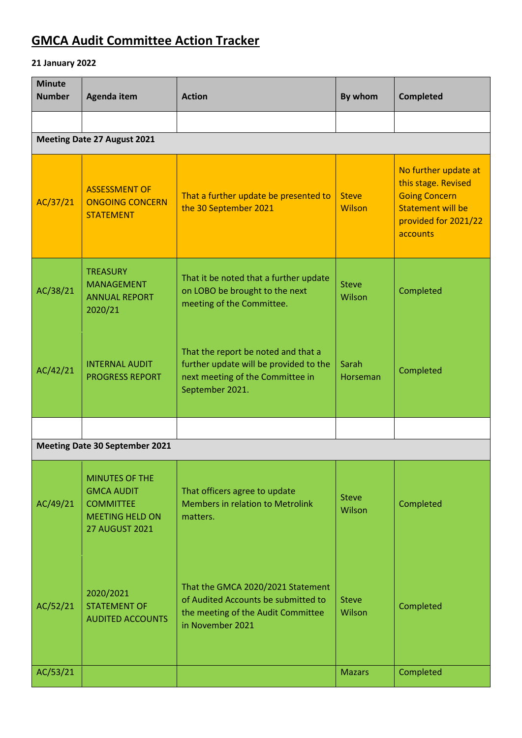# GMCA Audit Committee Action Tracker

**21 January 2022**

| Minute Number | Agenda item | Action | By whom | Completed |
|---|---|---|---|---|
| | | | | |
| **Meeting Date 27 August 2021** | | | | |
| AC/37/21 | ASSESSMENT OF ONGOING CONCERN STATEMENT | That a further update be presented to the 30 September 2021 | Steve Wilson | No further update at this stage. Revised Going Concern Statement will be provided for 2021/22 accounts |
| AC/38/21 | TREASURY MANAGEMENT ANNUAL REPORT 2020/21 | That it be noted that a further update on LOBO be brought to the next meeting of the Committee. | Steve Wilson | Completed |
| AC/42/21 | INTERNAL AUDIT PROGRESS REPORT | That the report be noted and that a further update will be provided to the next meeting of the Committee in September 2021. | Sarah Horseman | Completed |
| | | | | |
| **Meeting Date 30 September 2021** | | | | |
| AC/49/21 | MINUTES OF THE GMCA AUDIT COMMITTEE MEETING HELD ON 27 AUGUST 2021 | That officers agree to update Members in relation to Metrolink matters. | Steve Wilson | Completed |
| AC/52/21 | 2020/2021 STATEMENT OF AUDITED ACCOUNTS | That the GMCA 2020/2021 Statement of Audited Accounts be submitted to the meeting of the Audit Committee in November 2021 | Steve Wilson | Completed |
| AC/53/21 | | | Mazars | Completed |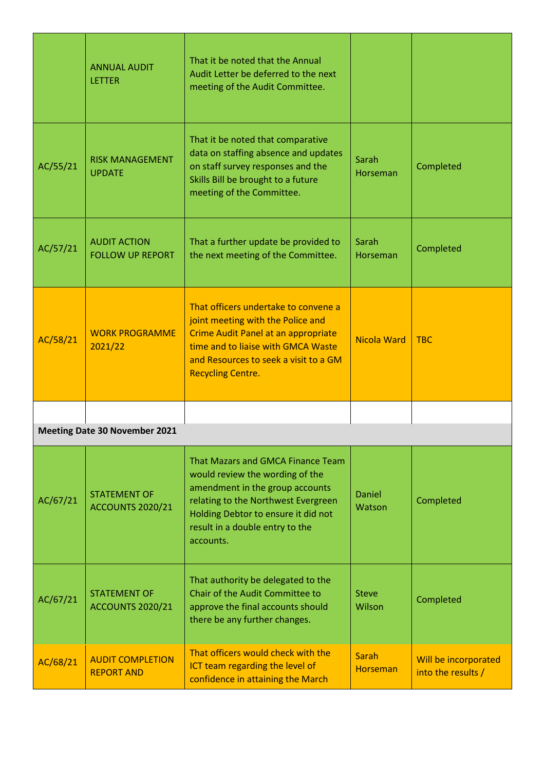| | | | | |
|---|---|---|---|---|
| | ANNUAL AUDIT LETTER | That it be noted that the Annual Audit Letter be deferred to the next meeting of the Audit Committee. | | |
| AC/55/21 | RISK MANAGEMENT UPDATE | That it be noted that comparative data on staffing absence and updates on staff survey responses and the Skills Bill be brought to a future meeting of the Committee. | Sarah Horseman | Completed |
| AC/57/21 | AUDIT ACTION FOLLOW UP REPORT | That a further update be provided to the next meeting of the Committee. | Sarah Horseman | Completed |
| AC/58/21 | WORK PROGRAMME 2021/22 | That officers undertake to convene a joint meeting with the Police and Crime Audit Panel at an appropriate time and to liaise with GMCA Waste and Resources to seek a visit to a GM Recycling Centre. | Nicola Ward | TBC |
| | | | | |
| **Meeting Date 30 November 2021** | | | | |
| AC/67/21 | STATEMENT OF ACCOUNTS 2020/21 | That Mazars and GMCA Finance Team would review the wording of the amendment in the group accounts relating to the Northwest Evergreen Holding Debtor to ensure it did not result in a double entry to the accounts. | Daniel Watson | Completed |
| AC/67/21 | STATEMENT OF ACCOUNTS 2020/21 | That authority be delegated to the Chair of the Audit Committee to approve the final accounts should there be any further changes. | Steve Wilson | Completed |
| AC/68/21 | AUDIT COMPLETION REPORT AND | That officers would check with the ICT team regarding the level of confidence in attaining the March | Sarah Horseman | Will be incorporated into the results / |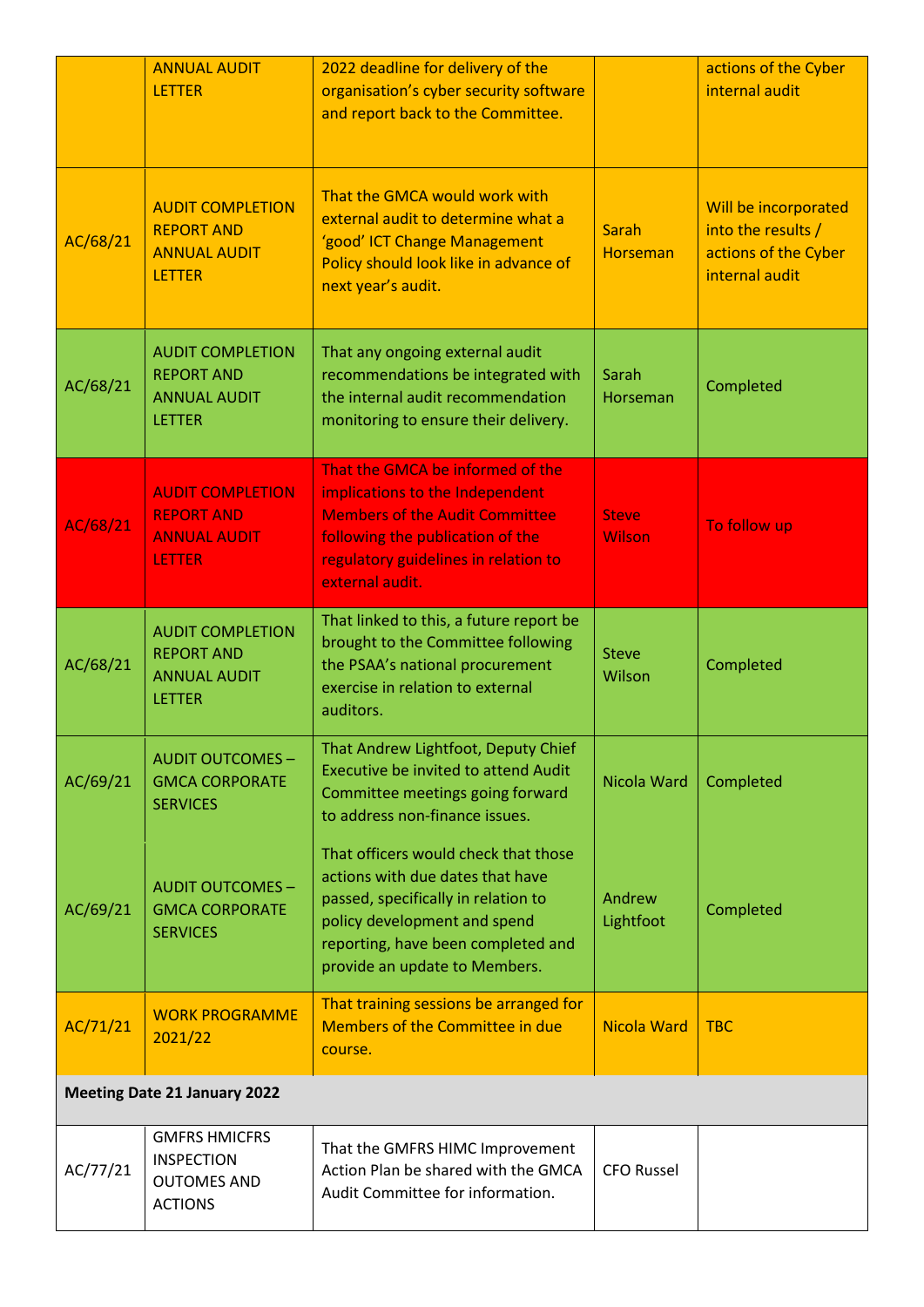| | | | | |
|---|---|---|---|---|
| | ANNUAL AUDIT LETTER | 2022 deadline for delivery of the organisation's cyber security software and report back to the Committee. | | actions of the Cyber internal audit |
| AC/68/21 | AUDIT COMPLETION REPORT AND ANNUAL AUDIT LETTER | That the GMCA would work with external audit to determine what a 'good' ICT Change Management Policy should look like in advance of next year's audit. | Sarah Horseman | Will be incorporated into the results / actions of the Cyber internal audit |
| AC/68/21 | AUDIT COMPLETION REPORT AND ANNUAL AUDIT LETTER | That any ongoing external audit recommendations be integrated with the internal audit recommendation monitoring to ensure their delivery. | Sarah Horseman | Completed |
| AC/68/21 | AUDIT COMPLETION REPORT AND ANNUAL AUDIT LETTER | That the GMCA be informed of the implications to the Independent Members of the Audit Committee following the publication of the regulatory guidelines in relation to external audit. | Steve Wilson | To follow up |
| AC/68/21 | AUDIT COMPLETION REPORT AND ANNUAL AUDIT LETTER | That linked to this, a future report be brought to the Committee following the PSAA's national procurement exercise in relation to external auditors. | Steve Wilson | Completed |
| AC/69/21 | AUDIT OUTCOMES – GMCA CORPORATE SERVICES | That Andrew Lightfoot, Deputy Chief Executive be invited to attend Audit Committee meetings going forward to address non-finance issues. | Nicola Ward | Completed |
| AC/69/21 | AUDIT OUTCOMES – GMCA CORPORATE SERVICES | That officers would check that those actions with due dates that have passed, specifically in relation to policy development and spend reporting, have been completed and provide an update to Members. | Andrew Lightfoot | Completed |
| AC/71/21 | WORK PROGRAMME 2021/22 | That training sessions be arranged for Members of the Committee in due course. | Nicola Ward | TBC |
| **Meeting Date 21 January 2022** | | | | |
| AC/77/21 | GMFRS HMICFRS INSPECTION OUTOMES AND ACTIONS | That the GMFRS HIMC Improvement Action Plan be shared with the GMCA Audit Committee for information. | CFO Russel | |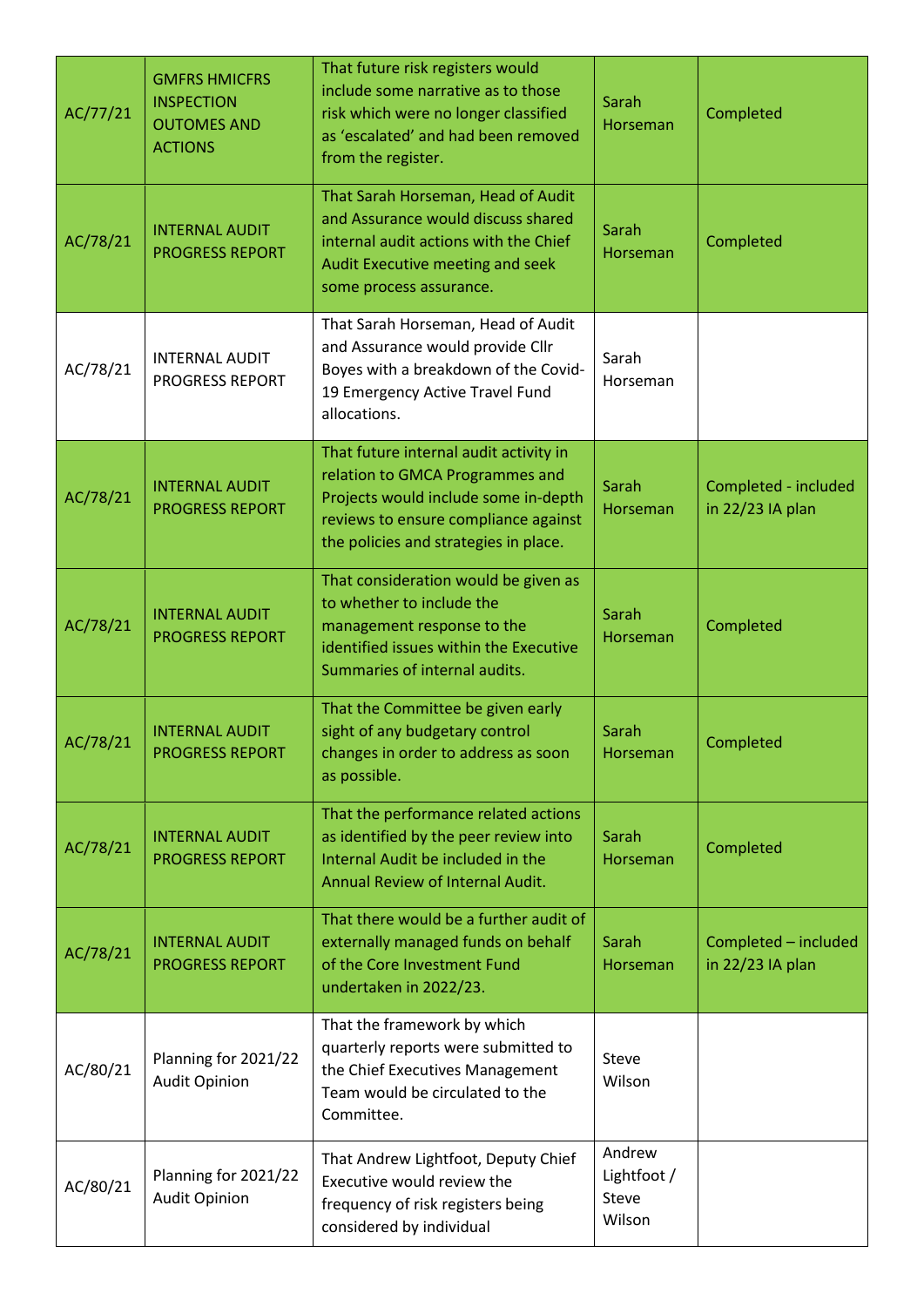| AC/77/21 | GMFRS HMICFRS INSPECTION OUTOMES AND ACTIONS | That future risk registers would include some narrative as to those risk which were no longer classified as 'escalated' and had been removed from the register. | Sarah Horseman | Completed |
|---|---|---|---|---|
| AC/78/21 | INTERNAL AUDIT PROGRESS REPORT | That Sarah Horseman, Head of Audit and Assurance would discuss shared internal audit actions with the Chief Audit Executive meeting and seek some process assurance. | Sarah Horseman | Completed |
| AC/78/21 | INTERNAL AUDIT PROGRESS REPORT | That Sarah Horseman, Head of Audit and Assurance would provide Cllr Boyes with a breakdown of the Covid-19 Emergency Active Travel Fund allocations. | Sarah Horseman | |
| AC/78/21 | INTERNAL AUDIT PROGRESS REPORT | That future internal audit activity in relation to GMCA Programmes and Projects would include some in-depth reviews to ensure compliance against the policies and strategies in place. | Sarah Horseman | Completed - included in 22/23 IA plan |
| AC/78/21 | INTERNAL AUDIT PROGRESS REPORT | That consideration would be given as to whether to include the management response to the identified issues within the Executive Summaries of internal audits. | Sarah Horseman | Completed |
| AC/78/21 | INTERNAL AUDIT PROGRESS REPORT | That the Committee be given early sight of any budgetary control changes in order to address as soon as possible. | Sarah Horseman | Completed |
| AC/78/21 | INTERNAL AUDIT PROGRESS REPORT | That the performance related actions as identified by the peer review into Internal Audit be included in the Annual Review of Internal Audit. | Sarah Horseman | Completed |
| AC/78/21 | INTERNAL AUDIT PROGRESS REPORT | That there would be a further audit of externally managed funds on behalf of the Core Investment Fund undertaken in 2022/23. | Sarah Horseman | Completed – included in 22/23 IA plan |
| AC/80/21 | Planning for 2021/22 Audit Opinion | That the framework by which quarterly reports were submitted to the Chief Executives Management Team would be circulated to the Committee. | Steve Wilson | |
| AC/80/21 | Planning for 2021/22 Audit Opinion | That Andrew Lightfoot, Deputy Chief Executive would review the frequency of risk registers being considered by individual | Andrew Lightfoot / Steve Wilson | |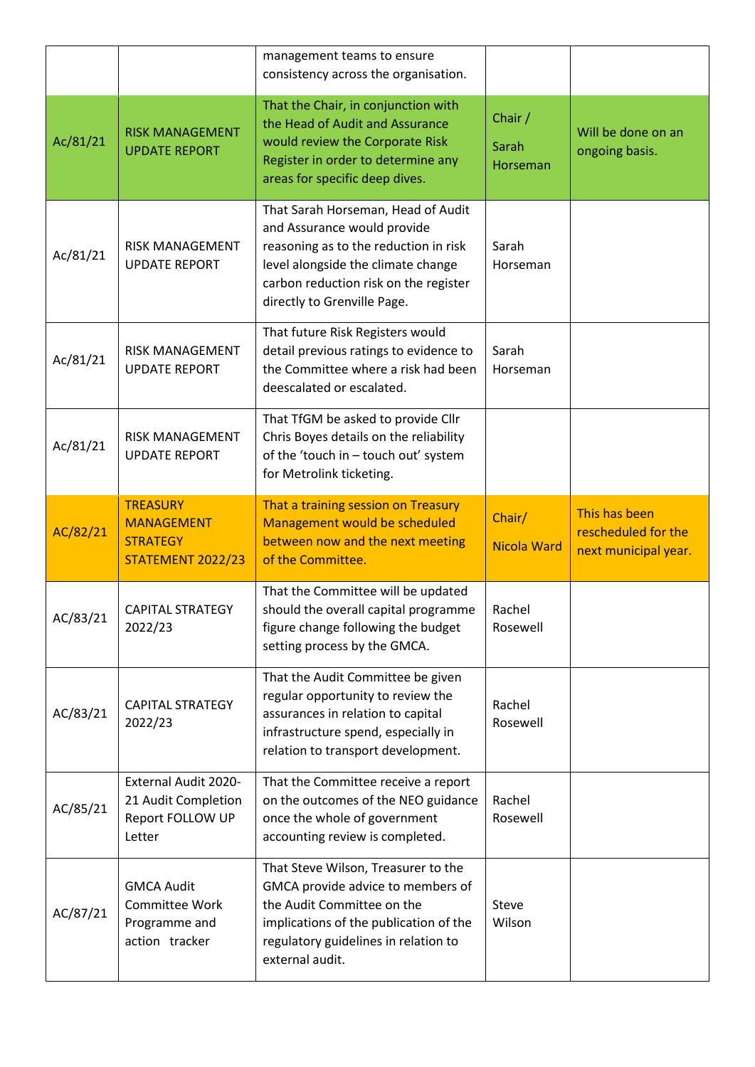| | | | | |
|---|---|---|---|---|
| | | management teams to ensure consistency across the organisation. | | |
| Ac/81/21 | RISK MANAGEMENT UPDATE REPORT | That the Chair, in conjunction with the Head of Audit and Assurance would review the Corporate Risk Register in order to determine any areas for specific deep dives. | Chair / Sarah Horseman | Will be done on an ongoing basis. |
| Ac/81/21 | RISK MANAGEMENT UPDATE REPORT | That Sarah Horseman, Head of Audit and Assurance would provide reasoning as to the reduction in risk level alongside the climate change carbon reduction risk on the register directly to Grenville Page. | Sarah Horseman | |
| Ac/81/21 | RISK MANAGEMENT UPDATE REPORT | That future Risk Registers would detail previous ratings to evidence to the Committee where a risk had been deescalated or escalated. | Sarah Horseman | |
| Ac/81/21 | RISK MANAGEMENT UPDATE REPORT | That TfGM be asked to provide Cllr Chris Boyes details on the reliability of the 'touch in – touch out' system for Metrolink ticketing. | | |
| AC/82/21 | TREASURY MANAGEMENT STRATEGY STATEMENT 2022/23 | That a training session on Treasury Management would be scheduled between now and the next meeting of the Committee. | Chair/ Nicola Ward | This has been rescheduled for the next municipal year. |
| AC/83/21 | CAPITAL STRATEGY 2022/23 | That the Committee will be updated should the overall capital programme figure change following the budget setting process by the GMCA. | Rachel Rosewell | |
| AC/83/21 | CAPITAL STRATEGY 2022/23 | That the Audit Committee be given regular opportunity to review the assurances in relation to capital infrastructure spend, especially in relation to transport development. | Rachel Rosewell | |
| AC/85/21 | External Audit 2020-21 Audit Completion Report FOLLOW UP Letter | That the Committee receive a report on the outcomes of the NEO guidance once the whole of government accounting review is completed. | Rachel Rosewell | |
| AC/87/21 | GMCA Audit Committee Work Programme and action tracker | That Steve Wilson, Treasurer to the GMCA provide advice to members of the Audit Committee on the implications of the publication of the regulatory guidelines in relation to external audit. | Steve Wilson | |